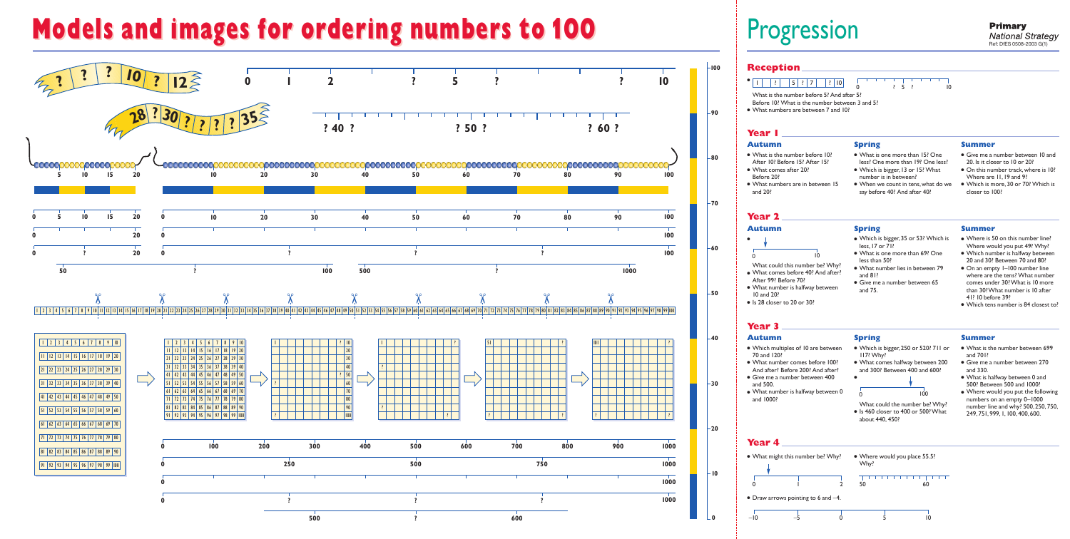# Models and images for ordering numbers to 100

# Progression

**Primary**
*National Strategy*
Ref: DfES 0508-2003 G(1)

## Reception

- | 1 | ? | | 5 | ? | 7 | | ? | 10 |

  0 ? 5 ? 10

  What is the number before 5? And after 5? Before 10? What is the number between 3 and 5?
- What numbers are between 7 and 10?

## Year 1

### Autumn

- What is the number before 10? After 10? Before 15? After 15?
- What comes after 20? Before 20?
- What numbers are in between 15 and 20?

### Spring

- What is one more than 15? One less? One more than 19? One less?
- Which is bigger, 13 or 15? What number is in between?
- When we count in tens, what do we say before 40? And after 40?

### Summer

- Give me a number between 10 and 20. Is it closer to 10 or 20?
- On this number track, where is 10? Where are 11, 19 and 9?
- Which is more, 30 or 70? Which is closer to 100?

## Year 2

### Autumn

- 0 ↓ 10

  What could this number be? Why?
- What comes before 40? And after? After 99? Before 70?
- What number is halfway between 10 and 20?
- Is 28 closer to 20 or 30?

### Spring

- Which is bigger, 35 or 53? Which is less, 17 or 71?
- What is one more than 69? One less than 50?
- What number lies in between 79 and 81?
- Give me a number between 65 and 75.

### Summer

- Where is 50 on this number line? Where would you put 49? Why?
- Which number is halfway between 20 and 30? Between 70 and 80?
- On an empty 1–100 number line where are the tens? What number comes under 30? What is 10 more than 30? What number is 10 after 41? 10 before 39?
- Which tens number is 84 closest to?

## Year 3

### Autumn

- Which multiples of 10 are between 70 and 120?
- What number comes before 100? And after? Before 200? And after?
- Give me a number between 400 and 500.
- What number is halfway between 0 and 1000?

### Spring

- Which is bigger, 250 or 520? 711 or 117? Why?
- What comes halfway between 200 and 300? Between 400 and 600?
- 0 ↓ 100

  What could the number be? Why?
- Is 460 closer to 400 or 500? What about 440, 450?

### Summer

- What is the number between 699 and 701?
- Give me a number between 270 and 330.
- What is halfway between 0 and 500? Between 500 and 1000?
- Where would you put the following numbers on an empty 0–1000 number line and why? 500, 250, 750, 249, 751, 999, 1, 100, 400, 600.

## Year 4

- What might this number be? Why?

  0 ↓ 1 2
- Where would you place 55.5? Why?

  50 60
- Draw arrows pointing to 6 and –4.

  –10 –5 0 5 10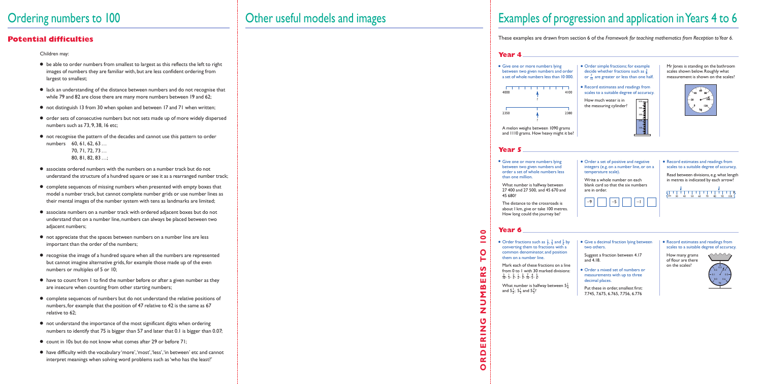# Ordering numbers to 100

## Potential difficulties

Children may:

- be able to order numbers from smallest to largest as this reflects the left to right images of numbers they are familiar with, but are less confident ordering from largest to smallest;
- lack an understanding of the distance between numbers and do not recognise that while 79 and 82 are close there are many more numbers between 19 and 62;
- not distinguish 13 from 30 when spoken and between 17 and 71 when written;
- order sets of consecutive numbers but not sets made up of more widely dispersed numbers such as 73, 9, 38, 16 etc;
- not recognise the pattern of the decades and cannot use this pattern to order numbers 60, 61, 62, 63 …
  70, 71, 72, 73 …
  80, 81, 82, 83 …;
- associate ordered numbers with the numbers on a number track but do not understand the structure of a hundred square or see it as a rearranged number track;
- complete sequences of missing numbers when presented with empty boxes that model a number track, but cannot complete number grids or use number lines as their mental images of the number system with tens as landmarks are limited;
- associate numbers on a number track with ordered adjacent boxes but do not understand that on a number line, numbers can always be placed between two adjacent numbers;
- not appreciate that the spaces between numbers on a number line are less important than the order of the numbers;
- recognise the image of a hundred square when all the numbers are represented but cannot imagine alternative grids, for example those made up of the even numbers or multiples of 5 or 10;
- have to count from 1 to find the number before or after a given number as they are insecure when counting from other starting numbers;
- complete sequences of numbers but do not understand the relative positions of numbers, for example that the position of 47 relative to 42 is the same as 67 relative to 62;
- not understand the importance of the most significant digits when ordering numbers to identify that 75 is bigger than 57 and later that 0.1 is bigger than 0.07;
- count in 10s but do not know what comes after 29 or before 71;
- have difficulty with the vocabulary 'more', 'most', 'less', 'in between' etc and cannot interpret meanings when solving word problems such as 'who has the least?'

# Other useful models and images

# Examples of progression and application in Years 4 to 6

These examples are drawn from section 6 of the *Framework for teaching mathematics from Reception to Year 6*.

### Year 4

- Give one or more numbers lying between two given numbers and order a set of whole numbers less than 10 000.

4000 ? 4100

2350 ? 2380

A melon weighs between 1090 grams and 1110 grams. How heavy might it be?

- Order simple fractions; for example decide whether fractions such as $\frac{3}{8}$ or $\frac{7}{10}$ are greater or less than one half.
- Record estimates and readings from scales to a suitable degree of accuracy.

How much water is in the measuring cylinder?

Mr Jones is standing on the bathroom scales shown below. Roughly what measurement is shown on the scales?

### Year 5

- Give one or more numbers lying between two given numbers and order a set of whole numbers less than one million.

What number is halfway between 27 400 and 27 500, and 45 670 and 45 680?

The distance to the crossroads is about 1 km, give or take 100 metres. How long could the journey be?

- Order a set of positive and negative integers (e.g. on a number line, or on a temperature scale).

Write a whole number on each blank card so that the six numbers are in order.

| −9 | | −5 | | | −1 |

- Record estimates and readings from scales to a suitable degree of accuracy.

Read between divisions, e.g. what length in metres is indicated by each arrow?

20 30 40 50 60 70 80 90 100

### Year 6

- Order fractions such as $\frac{2}{3}$, $\frac{3}{4}$ and $\frac{5}{6}$ by converting them to fractions with a common denominator, and position them on a number line.

Mark each of these fractions on a line from 0 to 1 with 30 marked divisions: $\frac{3}{10}$, $\frac{1}{3}$, $\frac{2}{5}$, $\frac{1}{2}$, $\frac{3}{5}$, $\frac{7}{10}$, $\frac{4}{5}$, $\frac{5}{6}$.

What number is halfway between $5\frac{1}{4}$ and $5\frac{1}{2}$; $5\frac{1}{3}$ and $5\frac{2}{3}$?

- Give a decimal fraction lying between two others.

Suggest a fraction between 4.17 and 4.18.

- Order a mixed set of numbers or measurements with up to three decimal places.

Put these in order, smallest first: 7.745, 7.675, 6.765, 7.756, 6.776

- Record estimates and readings from scales to a suitable degree of accuracy.

How many grams of flour are there on the scales?